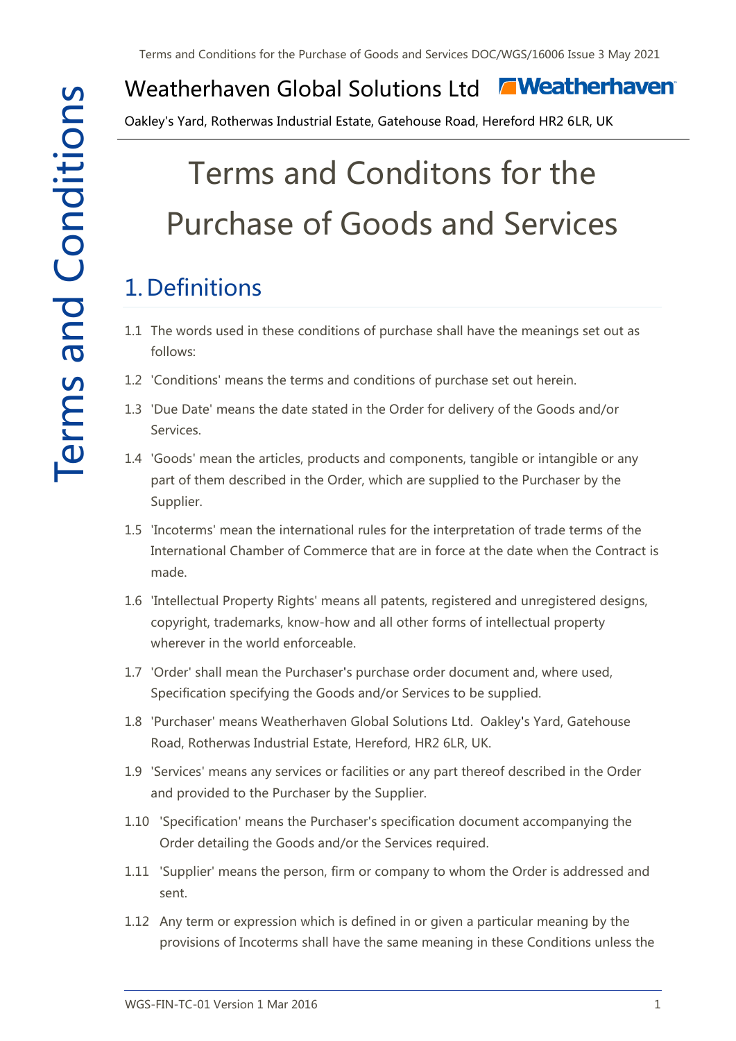Weatherhaven Global Solutions Ltd

Oakley's Yard, Rotherwas Industrial Estate, Gatehouse Road, Hereford HR2 6LR, UK

# Terms and Conditons for the Purchase of Goods and Services

## 1. Definitions

1.1 The words used in these conditions of purchase shall have the meanings set out as follows:

1.2 'Conditions' means the terms and conditions of purchase set out herein.

1.3 'Due Date' means the date stated in the Order for delivery of the Goods and/or Services.

1.4 'Goods' mean the articles, products and components, tangible or intangible or any part of them described in the Order, which are supplied to the Purchaser by the Supplier.

1.5 'Incoterms' mean the international rules for the interpretation of trade terms of the International Chamber of Commerce that are in force at the date when the Contract is made.

1.6 'Intellectual Property Rights' means all patents, registered and unregistered designs, copyright, trademarks, know-how and all other forms of intellectual property wherever in the world enforceable.

1.7 'Order' shall mean the Purchaser's purchase order document and, where used, Specification specifying the Goods and/or Services to be supplied.

1.8 'Purchaser' means Weatherhaven Global Solutions Ltd. Oakley's Yard, Gatehouse Road, Rotherwas Industrial Estate, Hereford, HR2 6LR, UK.

1.9 'Services' means any services or facilities or any part thereof described in the Order and provided to the Purchaser by the Supplier.

1.10 'Specification' means the Purchaser's specification document accompanying the Order detailing the Goods and/or the Services required.

1.11 'Supplier' means the person, firm or company to whom the Order is addressed and sent.

1.12 Any term or expression which is defined in or given a particular meaning by the provisions of Incoterms shall have the same meaning in these Conditions unless the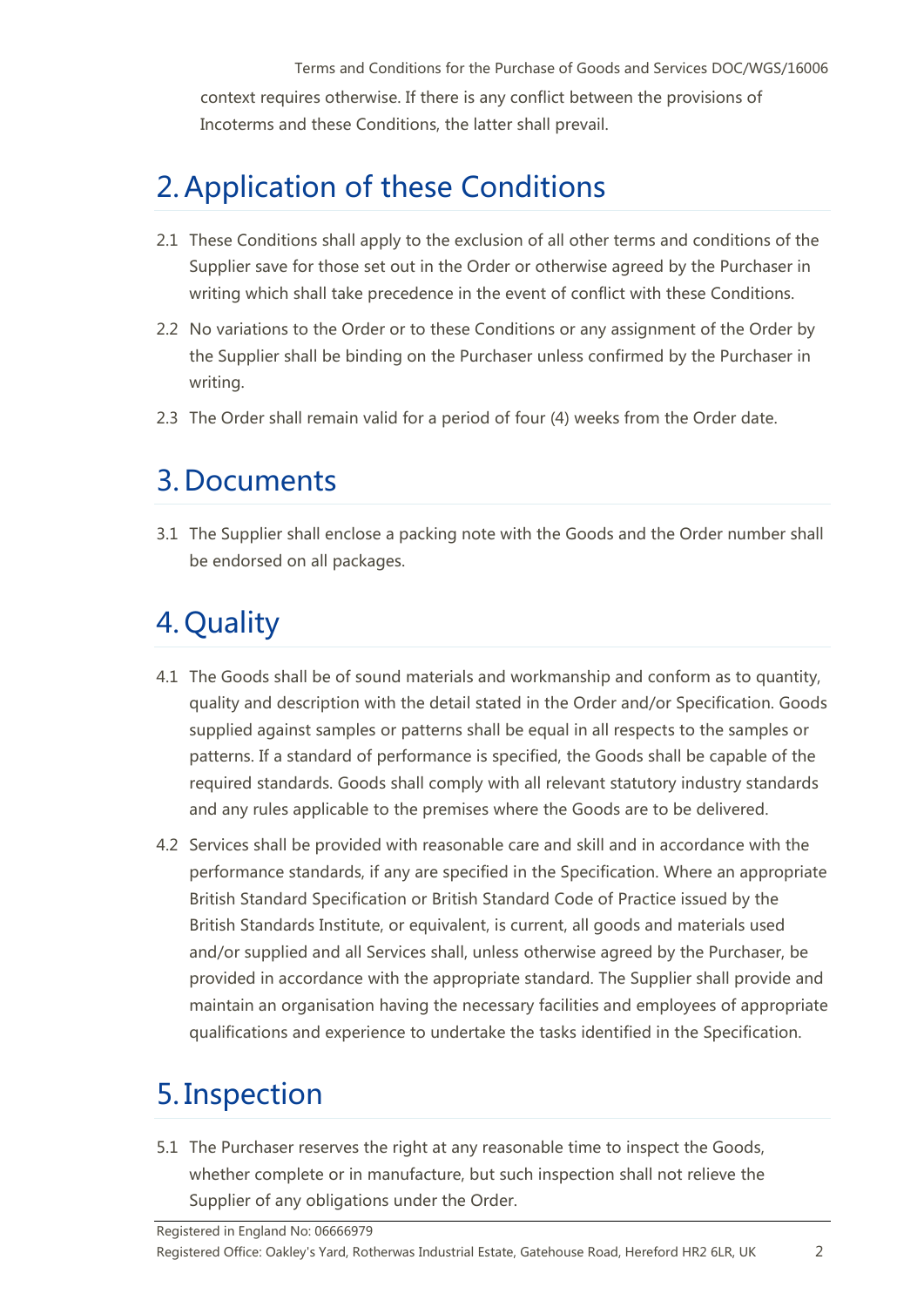context requires otherwise. If there is any conflict between the provisions of Incoterms and these Conditions, the latter shall prevail.

## 2. Application of these Conditions

2.1 These Conditions shall apply to the exclusion of all other terms and conditions of the Supplier save for those set out in the Order or otherwise agreed by the Purchaser in writing which shall take precedence in the event of conflict with these Conditions.

2.2 No variations to the Order or to these Conditions or any assignment of the Order by the Supplier shall be binding on the Purchaser unless confirmed by the Purchaser in writing.

2.3 The Order shall remain valid for a period of four (4) weeks from the Order date.

## 3. Documents

3.1 The Supplier shall enclose a packing note with the Goods and the Order number shall be endorsed on all packages.

## 4. Quality

4.1 The Goods shall be of sound materials and workmanship and conform as to quantity, quality and description with the detail stated in the Order and/or Specification. Goods supplied against samples or patterns shall be equal in all respects to the samples or patterns. If a standard of performance is specified, the Goods shall be capable of the required standards. Goods shall comply with all relevant statutory industry standards and any rules applicable to the premises where the Goods are to be delivered.

4.2 Services shall be provided with reasonable care and skill and in accordance with the performance standards, if any are specified in the Specification. Where an appropriate British Standard Specification or British Standard Code of Practice issued by the British Standards Institute, or equivalent, is current, all goods and materials used and/or supplied and all Services shall, unless otherwise agreed by the Purchaser, be provided in accordance with the appropriate standard. The Supplier shall provide and maintain an organisation having the necessary facilities and employees of appropriate qualifications and experience to undertake the tasks identified in the Specification.

## 5. Inspection

5.1 The Purchaser reserves the right at any reasonable time to inspect the Goods, whether complete or in manufacture, but such inspection shall not relieve the Supplier of any obligations under the Order.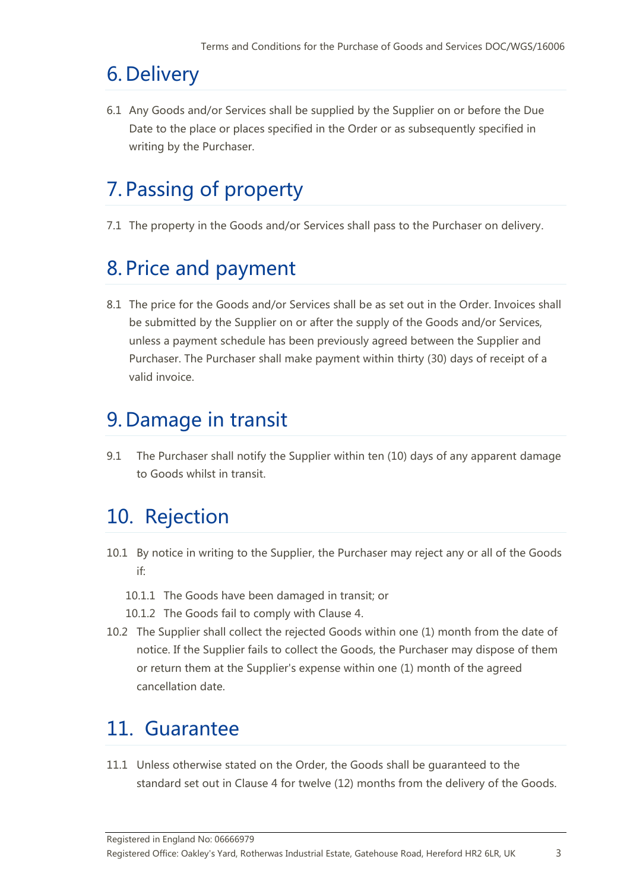# 6. Delivery

6.1 Any Goods and/or Services shall be supplied by the Supplier on or before the Due Date to the place or places specified in the Order or as subsequently specified in writing by the Purchaser.

# 7. Passing of property

7.1 The property in the Goods and/or Services shall pass to the Purchaser on delivery.

# 8. Price and payment

8.1 The price for the Goods and/or Services shall be as set out in the Order. Invoices shall be submitted by the Supplier on or after the supply of the Goods and/or Services, unless a payment schedule has been previously agreed between the Supplier and Purchaser. The Purchaser shall make payment within thirty (30) days of receipt of a valid invoice.

# 9. Damage in transit

9.1 The Purchaser shall notify the Supplier within ten (10) days of any apparent damage to Goods whilst in transit.

# 10. Rejection

10.1 By notice in writing to the Supplier, the Purchaser may reject any or all of the Goods if:

- 10.1.1 The Goods have been damaged in transit; or
- 10.1.2 The Goods fail to comply with Clause 4.

10.2 The Supplier shall collect the rejected Goods within one (1) month from the date of notice. If the Supplier fails to collect the Goods, the Purchaser may dispose of them or return them at the Supplier's expense within one (1) month of the agreed cancellation date.

# 11. Guarantee

11.1 Unless otherwise stated on the Order, the Goods shall be guaranteed to the standard set out in Clause 4 for twelve (12) months from the delivery of the Goods.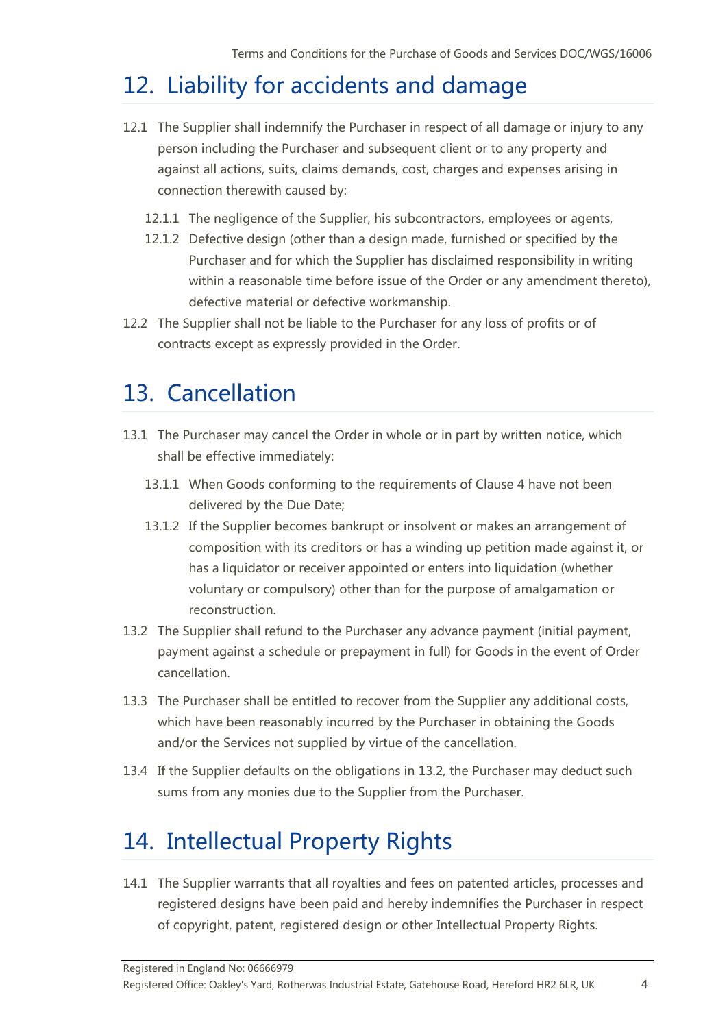## 12. Liability for accidents and damage

12.1 The Supplier shall indemnify the Purchaser in respect of all damage or injury to any person including the Purchaser and subsequent client or to any property and against all actions, suits, claims demands, cost, charges and expenses arising in connection therewith caused by:

12.1.1 The negligence of the Supplier, his subcontractors, employees or agents,

12.1.2 Defective design (other than a design made, furnished or specified by the Purchaser and for which the Supplier has disclaimed responsibility in writing within a reasonable time before issue of the Order or any amendment thereto), defective material or defective workmanship.

12.2 The Supplier shall not be liable to the Purchaser for any loss of profits or of contracts except as expressly provided in the Order.

## 13. Cancellation

13.1 The Purchaser may cancel the Order in whole or in part by written notice, which shall be effective immediately:

13.1.1 When Goods conforming to the requirements of Clause 4 have not been delivered by the Due Date;

13.1.2 If the Supplier becomes bankrupt or insolvent or makes an arrangement of composition with its creditors or has a winding up petition made against it, or has a liquidator or receiver appointed or enters into liquidation (whether voluntary or compulsory) other than for the purpose of amalgamation or reconstruction.

13.2 The Supplier shall refund to the Purchaser any advance payment (initial payment, payment against a schedule or prepayment in full) for Goods in the event of Order cancellation.

13.3 The Purchaser shall be entitled to recover from the Supplier any additional costs, which have been reasonably incurred by the Purchaser in obtaining the Goods and/or the Services not supplied by virtue of the cancellation.

13.4 If the Supplier defaults on the obligations in 13.2, the Purchaser may deduct such sums from any monies due to the Supplier from the Purchaser.

## 14. Intellectual Property Rights

14.1 The Supplier warrants that all royalties and fees on patented articles, processes and registered designs have been paid and hereby indemnifies the Purchaser in respect of copyright, patent, registered design or other Intellectual Property Rights.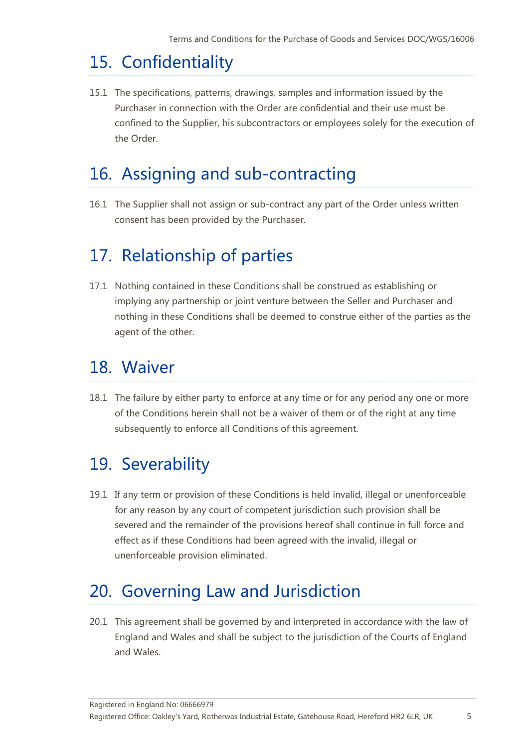## 15. Confidentiality

15.1 The specifications, patterns, drawings, samples and information issued by the Purchaser in connection with the Order are confidential and their use must be confined to the Supplier, his subcontractors or employees solely for the execution of the Order.

## 16. Assigning and sub-contracting

16.1 The Supplier shall not assign or sub-contract any part of the Order unless written consent has been provided by the Purchaser.

## 17. Relationship of parties

17.1 Nothing contained in these Conditions shall be construed as establishing or implying any partnership or joint venture between the Seller and Purchaser and nothing in these Conditions shall be deemed to construe either of the parties as the agent of the other.

## 18. Waiver

18.1 The failure by either party to enforce at any time or for any period any one or more of the Conditions herein shall not be a waiver of them or of the right at any time subsequently to enforce all Conditions of this agreement.

## 19. Severability

19.1 If any term or provision of these Conditions is held invalid, illegal or unenforceable for any reason by any court of competent jurisdiction such provision shall be severed and the remainder of the provisions hereof shall continue in full force and effect as if these Conditions had been agreed with the invalid, illegal or unenforceable provision eliminated.

## 20. Governing Law and Jurisdiction

20.1 This agreement shall be governed by and interpreted in accordance with the law of England and Wales and shall be subject to the jurisdiction of the Courts of England and Wales.